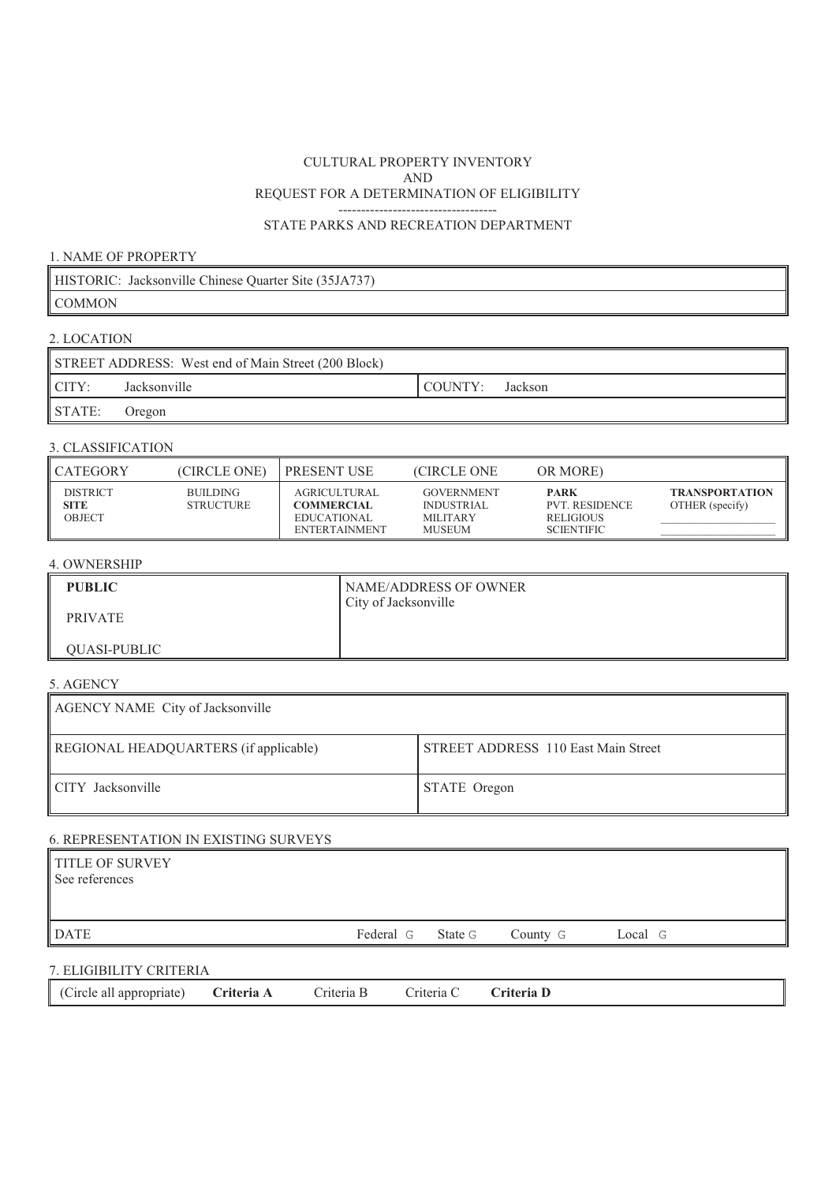CULTURAL PROPERTY INVENTORY
AND
REQUEST FOR A DETERMINATION OF ELIGIBILITY

----------------------------------

STATE PARKS AND RECREATION DEPARTMENT

## 1. NAME OF PROPERTY

| HISTORIC: Jacksonville Chinese Quarter Site (35JA737) |
|---|
| COMMON |

## 2. LOCATION

| STREET ADDRESS: West end of Main Street (200 Block) | |
|---|---|
| CITY: Jacksonville | COUNTY: Jackson |
| STATE: Oregon | |

## 3. CLASSIFICATION

| CATEGORY | (CIRCLE ONE) | PRESENT USE | (CIRCLE ONE | OR MORE) | |
|---|---|---|---|---|---|
| DISTRICT<br>**SITE**<br>OBJECT | BUILDING<br>STRUCTURE | AGRICULTURAL<br>**COMMERCIAL**<br>EDUCATIONAL<br>ENTERTAINMENT | GOVERNMENT<br>INDUSTRIAL<br>MILITARY<br>MUSEUM | **PARK**<br>PVT. RESIDENCE<br>RELIGIOUS<br>SCIENTIFIC | **TRANSPORTATION**<br>OTHER (specify)<br>\_\_\_\_\_\_\_\_\_\_\_\_<br>\_\_\_\_\_\_\_\_\_\_\_\_ |

## 4. OWNERSHIP

| **PUBLIC**<br>PRIVATE<br>QUASI-PUBLIC | NAME/ADDRESS OF OWNER<br>City of Jacksonville |
|---|---|

## 5. AGENCY

| AGENCY NAME City of Jacksonville | |
|---|---|
| REGIONAL HEADQUARTERS (if applicable) | STREET ADDRESS 110 East Main Street |
| CITY Jacksonville | STATE Oregon |

## 6. REPRESENTATION IN EXISTING SURVEYS

| TITLE OF SURVEY<br>See references | |
|---|---|
| DATE | Federal ☐ State ☐ County ☐ Local ☐ |

## 7. ELIGIBILITY CRITERIA

| (Circle all appropriate) | **Criteria A** | Criteria B | Criteria C | **Criteria D** |
|---|---|---|---|---|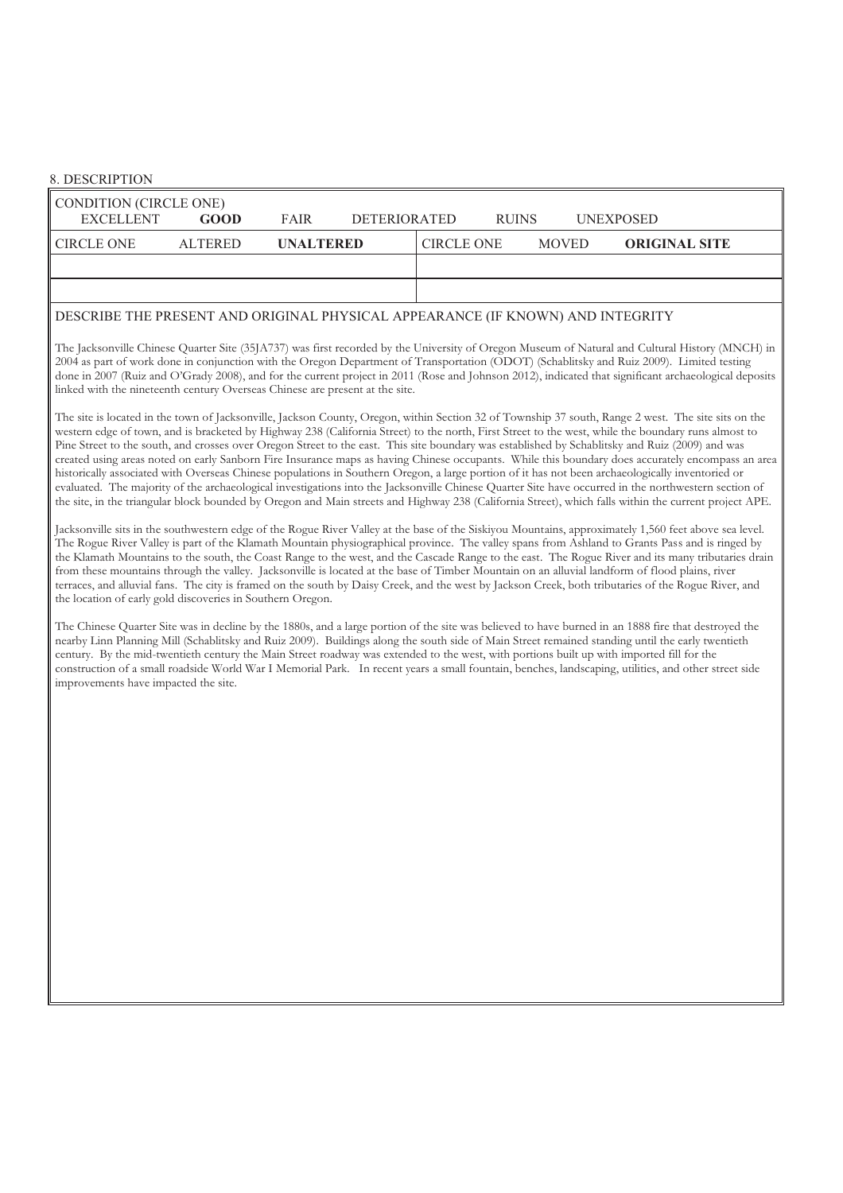## 8. DESCRIPTION

| CONDITION (CIRCLE ONE) | | | | | |
|---|---|---|---|---|---|
| EXCELLENT | **GOOD** | FAIR | DETERIORATED | RUINS | UNEXPOSED |

| CIRCLE ONE | ALTERED | **UNALTERED** | CIRCLE ONE | MOVED | **ORIGINAL SITE** |
|---|---|---|---|---|---|

### DESCRIBE THE PRESENT AND ORIGINAL PHYSICAL APPEARANCE (IF KNOWN) AND INTEGRITY

The Jacksonville Chinese Quarter Site (35JA737) was first recorded by the University of Oregon Museum of Natural and Cultural History (MNCH) in 2004 as part of work done in conjunction with the Oregon Department of Transportation (ODOT) (Schablitsky and Ruiz 2009). Limited testing done in 2007 (Ruiz and O'Grady 2008), and for the current project in 2011 (Rose and Johnson 2012), indicated that significant archaeological deposits linked with the nineteenth century Overseas Chinese are present at the site.

The site is located in the town of Jacksonville, Jackson County, Oregon, within Section 32 of Township 37 south, Range 2 west. The site sits on the western edge of town, and is bracketed by Highway 238 (California Street) to the north, First Street to the west, while the boundary runs almost to Pine Street to the south, and crosses over Oregon Street to the east. This site boundary was established by Schablitsky and Ruiz (2009) and was created using areas noted on early Sanborn Fire Insurance maps as having Chinese occupants. While this boundary does accurately encompass an area historically associated with Overseas Chinese populations in Southern Oregon, a large portion of it has not been archaeologically inventoried or evaluated. The majority of the archaeological investigations into the Jacksonville Chinese Quarter Site have occurred in the northwestern section of the site, in the triangular block bounded by Oregon and Main streets and Highway 238 (California Street), which falls within the current project APE.

Jacksonville sits in the southwestern edge of the Rogue River Valley at the base of the Siskiyou Mountains, approximately 1,560 feet above sea level. The Rogue River Valley is part of the Klamath Mountain physiographical province. The valley spans from Ashland to Grants Pass and is ringed by the Klamath Mountains to the south, the Coast Range to the west, and the Cascade Range to the east. The Rogue River and its many tributaries drain from these mountains through the valley. Jacksonville is located at the base of Timber Mountain on an alluvial landform of flood plains, river terraces, and alluvial fans. The city is framed on the south by Daisy Creek, and the west by Jackson Creek, both tributaries of the Rogue River, and the location of early gold discoveries in Southern Oregon.

The Chinese Quarter Site was in decline by the 1880s, and a large portion of the site was believed to have burned in an 1888 fire that destroyed the nearby Linn Planning Mill (Schablitsky and Ruiz 2009). Buildings along the south side of Main Street remained standing until the early twentieth century. By the mid-twentieth century the Main Street roadway was extended to the west, with portions built up with imported fill for the construction of a small roadside World War I Memorial Park. In recent years a small fountain, benches, landscaping, utilities, and other street side improvements have impacted the site.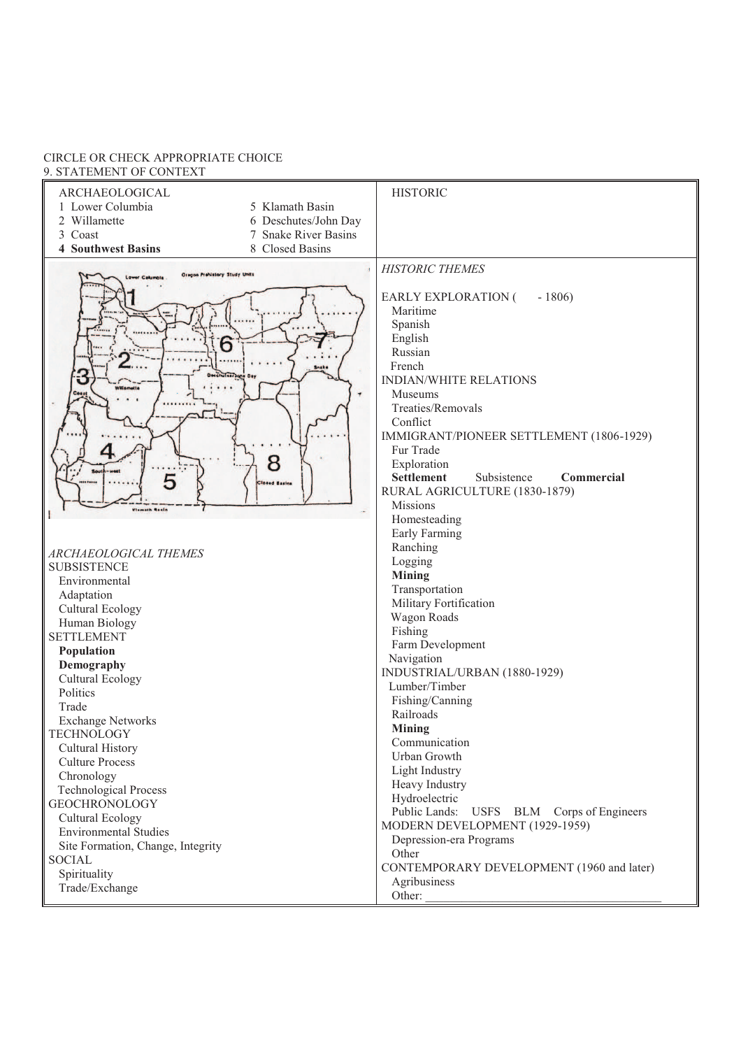CIRCLE OR CHECK APPROPRIATE CHOICE

9. STATEMENT OF CONTEXT

| ARCHAEOLOGICAL | | HISTORIC |
|---|---|---|
| 1 Lower Columbia | 5 Klamath Basin | |
| 2 Willamette | 6 Deschutes/John Day | |
| 3 Coast | 7 Snake River Basins | |
| **4 Southwest Basins** | 8 Closed Basins | |

Oregon Prehistory Study Units

*ARCHAEOLOGICAL THEMES*

SUBSISTENCE
- Environmental
- Adaptation
- Cultural Ecology
- Human Biology

SETTLEMENT
- **Population**
- **Demography**
- Cultural Ecology
- Politics
- Trade
- Exchange Networks

TECHNOLOGY
- Cultural History
- Culture Process
- Chronology
- Technological Process

GEOCHRONOLOGY
- Cultural Ecology
- Environmental Studies
- Site Formation, Change, Integrity

SOCIAL
- Spirituality
- Trade/Exchange

*HISTORIC THEMES*

EARLY EXPLORATION ( - 1806)
- Maritime
- Spanish
- English
- Russian
- French

INDIAN/WHITE RELATIONS
- Museums
- Treaties/Removals
- Conflict

IMMIGRANT/PIONEER SETTLEMENT (1806-1929)
- Fur Trade
- Exploration
- **Settlement** Subsistence **Commercial**

RURAL AGRICULTURE (1830-1879)
- Missions
- Homesteading
- Early Farming
- Ranching
- Logging
- **Mining**
- Transportation
- Military Fortification
- Wagon Roads
- Fishing
- Farm Development
- Navigation

INDUSTRIAL/URBAN (1880-1929)
- Lumber/Timber
- Fishing/Canning
- Railroads
- **Mining**
- Communication
- Urban Growth
- Light Industry
- Heavy Industry
- Hydroelectric
- Public Lands: USFS BLM Corps of Engineers

MODERN DEVELOPMENT (1929-1959)
- Depression-era Programs
- Other

CONTEMPORARY DEVELOPMENT (1960 and later)
- Agribusiness
- Other: ______________________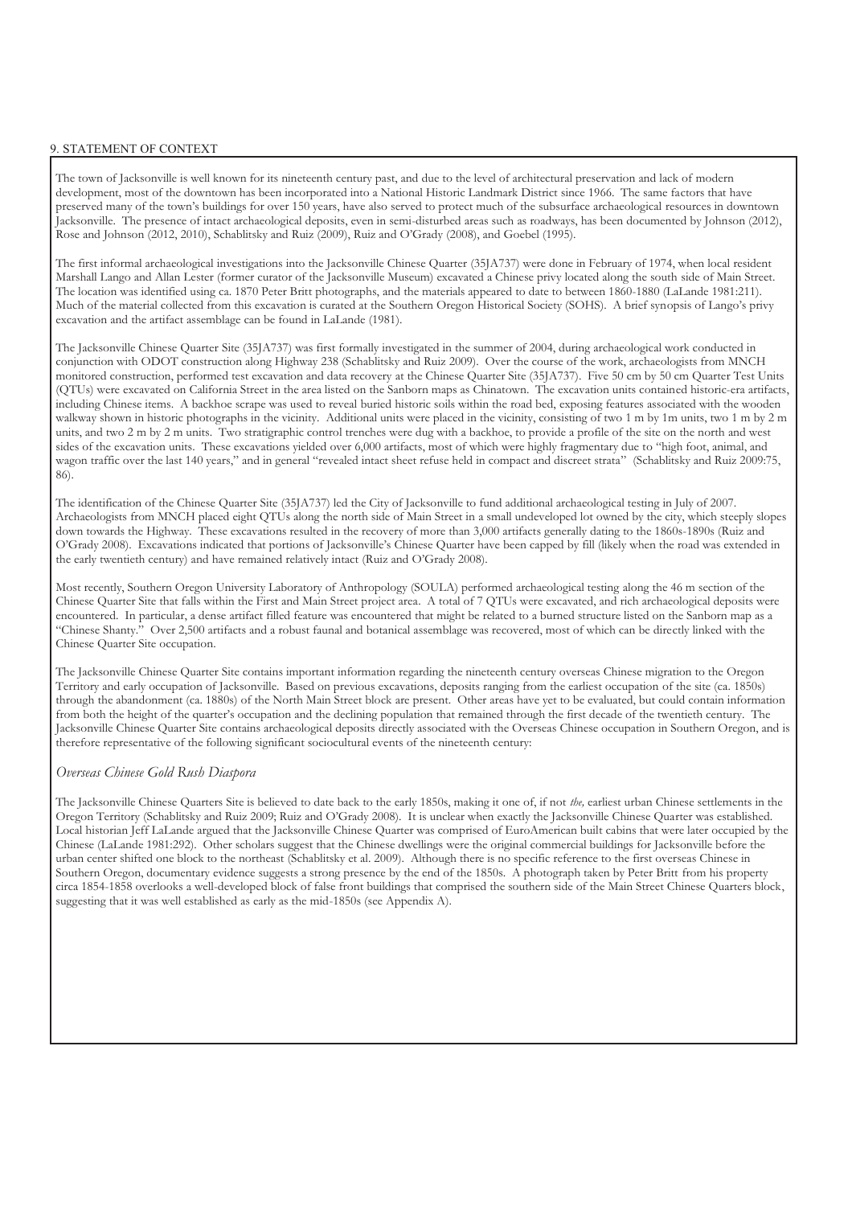## 9. STATEMENT OF CONTEXT

The town of Jacksonville is well known for its nineteenth century past, and due to the level of architectural preservation and lack of modern development, most of the downtown has been incorporated into a National Historic Landmark District since 1966. The same factors that have preserved many of the town's buildings for over 150 years, have also served to protect much of the subsurface archaeological resources in downtown Jacksonville. The presence of intact archaeological deposits, even in semi-disturbed areas such as roadways, has been documented by Johnson (2012), Rose and Johnson (2012, 2010), Schablitsky and Ruiz (2009), Ruiz and O'Grady (2008), and Goebel (1995).

The first informal archaeological investigations into the Jacksonville Chinese Quarter (35JA737) were done in February of 1974, when local resident Marshall Lango and Allan Lester (former curator of the Jacksonville Museum) excavated a Chinese privy located along the south side of Main Street. The location was identified using ca. 1870 Peter Britt photographs, and the materials appeared to date to between 1860-1880 (LaLande 1981:211). Much of the material collected from this excavation is curated at the Southern Oregon Historical Society (SOHS). A brief synopsis of Lango's privy excavation and the artifact assemblage can be found in LaLande (1981).

The Jacksonville Chinese Quarter Site (35JA737) was first formally investigated in the summer of 2004, during archaeological work conducted in conjunction with ODOT construction along Highway 238 (Schablitsky and Ruiz 2009). Over the course of the work, archaeologists from MNCH monitored construction, performed test excavation and data recovery at the Chinese Quarter Site (35JA737). Five 50 cm by 50 cm Quarter Test Units (QTUs) were excavated on California Street in the area listed on the Sanborn maps as Chinatown. The excavation units contained historic-era artifacts, including Chinese items. A backhoe scrape was used to reveal buried historic soils within the road bed, exposing features associated with the wooden walkway shown in historic photographs in the vicinity. Additional units were placed in the vicinity, consisting of two 1 m by 1m units, two 1 m by 2 m units, and two 2 m by 2 m units. Two stratigraphic control trenches were dug with a backhoe, to provide a profile of the site on the north and west sides of the excavation units. These excavations yielded over 6,000 artifacts, most of which were highly fragmentary due to "high foot, animal, and wagon traffic over the last 140 years," and in general "revealed intact sheet refuse held in compact and discreet strata" (Schablitsky and Ruiz 2009:75, 86).

The identification of the Chinese Quarter Site (35JA737) led the City of Jacksonville to fund additional archaeological testing in July of 2007. Archaeologists from MNCH placed eight QTUs along the north side of Main Street in a small undeveloped lot owned by the city, which steeply slopes down towards the Highway. These excavations resulted in the recovery of more than 3,000 artifacts generally dating to the 1860s-1890s (Ruiz and O'Grady 2008). Excavations indicated that portions of Jacksonville's Chinese Quarter have been capped by fill (likely when the road was extended in the early twentieth century) and have remained relatively intact (Ruiz and O'Grady 2008).

Most recently, Southern Oregon University Laboratory of Anthropology (SOULA) performed archaeological testing along the 46 m section of the Chinese Quarter Site that falls within the First and Main Street project area. A total of 7 QTUs were excavated, and rich archaeological deposits were encountered. In particular, a dense artifact filled feature was encountered that might be related to a burned structure listed on the Sanborn map as a "Chinese Shanty." Over 2,500 artifacts and a robust faunal and botanical assemblage was recovered, most of which can be directly linked with the Chinese Quarter Site occupation.

The Jacksonville Chinese Quarter Site contains important information regarding the nineteenth century overseas Chinese migration to the Oregon Territory and early occupation of Jacksonville. Based on previous excavations, deposits ranging from the earliest occupation of the site (ca. 1850s) through the abandonment (ca. 1880s) of the North Main Street block are present. Other areas have yet to be evaluated, but could contain information from both the height of the quarter's occupation and the declining population that remained through the first decade of the twentieth century. The Jacksonville Chinese Quarter Site contains archaeological deposits directly associated with the Overseas Chinese occupation in Southern Oregon, and is therefore representative of the following significant sociocultural events of the nineteenth century:

### *Overseas Chinese Gold Rush Diaspora*

The Jacksonville Chinese Quarters Site is believed to date back to the early 1850s, making it one of, if not *the,* earliest urban Chinese settlements in the Oregon Territory (Schablitsky and Ruiz 2009; Ruiz and O'Grady 2008). It is unclear when exactly the Jacksonville Chinese Quarter was established. Local historian Jeff LaLande argued that the Jacksonville Chinese Quarter was comprised of EuroAmerican built cabins that were later occupied by the Chinese (LaLande 1981:292). Other scholars suggest that the Chinese dwellings were the original commercial buildings for Jacksonville before the urban center shifted one block to the northeast (Schablitsky et al. 2009). Although there is no specific reference to the first overseas Chinese in Southern Oregon, documentary evidence suggests a strong presence by the end of the 1850s. A photograph taken by Peter Britt from his property circa 1854-1858 overlooks a well-developed block of false front buildings that comprised the southern side of the Main Street Chinese Quarters block, suggesting that it was well established as early as the mid-1850s (see Appendix A).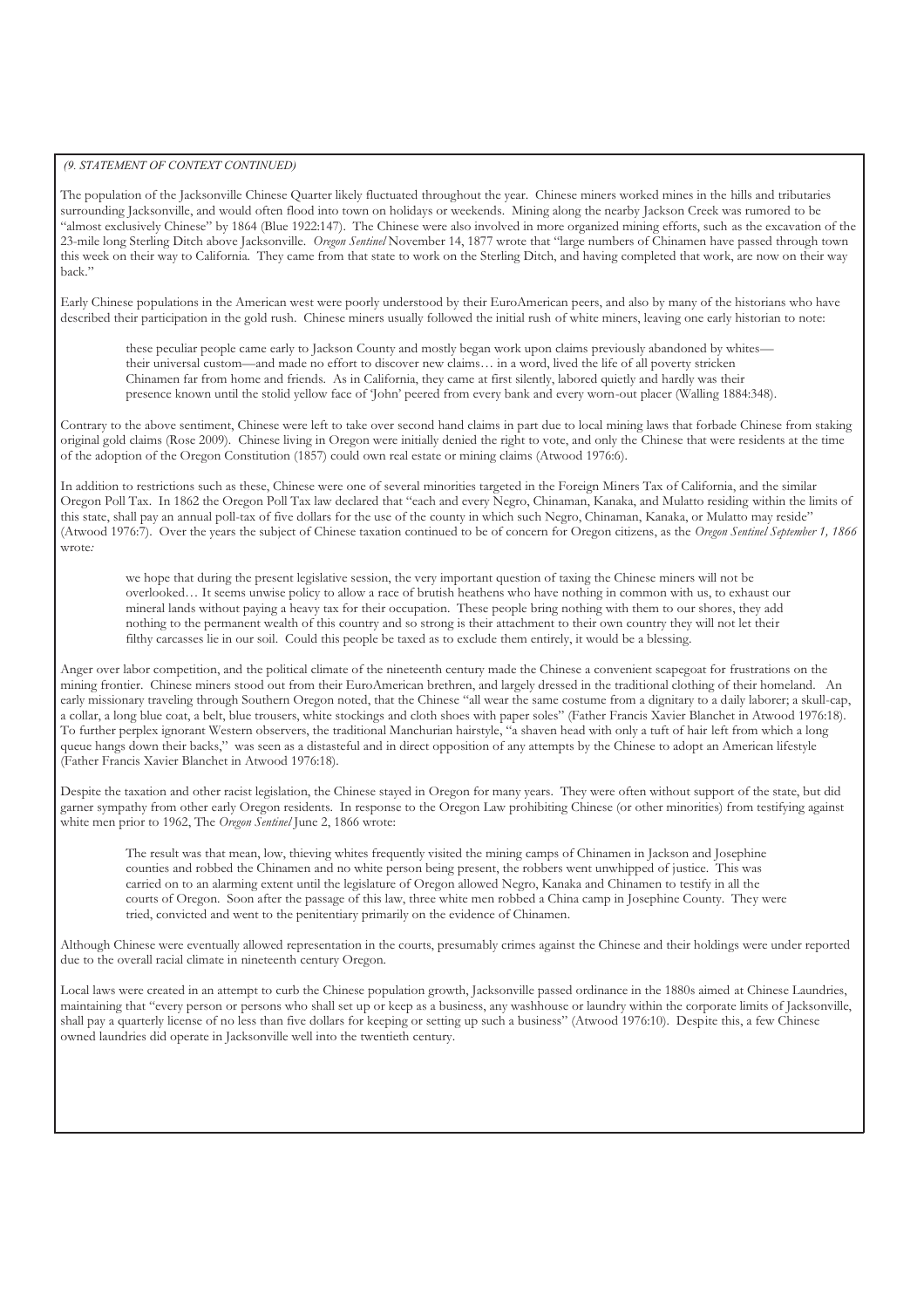*(9. STATEMENT OF CONTEXT CONTINUED)*

The population of the Jacksonville Chinese Quarter likely fluctuated throughout the year. Chinese miners worked mines in the hills and tributaries surrounding Jacksonville, and would often flood into town on holidays or weekends. Mining along the nearby Jackson Creek was rumored to be "almost exclusively Chinese" by 1864 (Blue 1922:147). The Chinese were also involved in more organized mining efforts, such as the excavation of the 23-mile long Sterling Ditch above Jacksonville. *Oregon Sentinel* November 14, 1877 wrote that "large numbers of Chinamen have passed through town this week on their way to California. They came from that state to work on the Sterling Ditch, and having completed that work, are now on their way back."

Early Chinese populations in the American west were poorly understood by their EuroAmerican peers, and also by many of the historians who have described their participation in the gold rush. Chinese miners usually followed the initial rush of white miners, leaving one early historian to note:

> these peculiar people came early to Jackson County and mostly began work upon claims previously abandoned by whites—their universal custom—and made no effort to discover new claims… in a word, lived the life of all poverty stricken Chinamen far from home and friends. As in California, they came at first silently, labored quietly and hardly was their presence known until the stolid yellow face of 'John' peered from every bank and every worn-out placer (Walling 1884:348).

Contrary to the above sentiment, Chinese were left to take over second hand claims in part due to local mining laws that forbade Chinese from staking original gold claims (Rose 2009). Chinese living in Oregon were initially denied the right to vote, and only the Chinese that were residents at the time of the adoption of the Oregon Constitution (1857) could own real estate or mining claims (Atwood 1976:6).

In addition to restrictions such as these, Chinese were one of several minorities targeted in the Foreign Miners Tax of California, and the similar Oregon Poll Tax. In 1862 the Oregon Poll Tax law declared that "each and every Negro, Chinaman, Kanaka, and Mulatto residing within the limits of this state, shall pay an annual poll-tax of five dollars for the use of the county in which such Negro, Chinaman, Kanaka, or Mulatto may reside" (Atwood 1976:7). Over the years the subject of Chinese taxation continued to be of concern for Oregon citizens, as the *Oregon Sentinel September 1, 1866* wrote*:*

> we hope that during the present legislative session, the very important question of taxing the Chinese miners will not be overlooked… It seems unwise policy to allow a race of brutish heathens who have nothing in common with us, to exhaust our mineral lands without paying a heavy tax for their occupation. These people bring nothing with them to our shores, they add nothing to the permanent wealth of this country and so strong is their attachment to their own country they will not let their filthy carcasses lie in our soil. Could this people be taxed as to exclude them entirely, it would be a blessing.

Anger over labor competition, and the political climate of the nineteenth century made the Chinese a convenient scapegoat for frustrations on the mining frontier. Chinese miners stood out from their EuroAmerican brethren, and largely dressed in the traditional clothing of their homeland. An early missionary traveling through Southern Oregon noted, that the Chinese "all wear the same costume from a dignitary to a daily laborer; a skull-cap, a collar, a long blue coat, a belt, blue trousers, white stockings and cloth shoes with paper soles" (Father Francis Xavier Blanchet in Atwood 1976:18). To further perplex ignorant Western observers, the traditional Manchurian hairstyle, "a shaven head with only a tuft of hair left from which a long queue hangs down their backs," was seen as a distasteful and in direct opposition of any attempts by the Chinese to adopt an American lifestyle (Father Francis Xavier Blanchet in Atwood 1976:18).

Despite the taxation and other racist legislation, the Chinese stayed in Oregon for many years. They were often without support of the state, but did garner sympathy from other early Oregon residents. In response to the Oregon Law prohibiting Chinese (or other minorities) from testifying against white men prior to 1962, The *Oregon Sentinel* June 2, 1866 wrote:

> The result was that mean, low, thieving whites frequently visited the mining camps of Chinamen in Jackson and Josephine counties and robbed the Chinamen and no white person being present, the robbers went unwhipped of justice. This was carried on to an alarming extent until the legislature of Oregon allowed Negro, Kanaka and Chinamen to testify in all the courts of Oregon. Soon after the passage of this law, three white men robbed a China camp in Josephine County. They were tried, convicted and went to the penitentiary primarily on the evidence of Chinamen.

Although Chinese were eventually allowed representation in the courts, presumably crimes against the Chinese and their holdings were under reported due to the overall racial climate in nineteenth century Oregon.

Local laws were created in an attempt to curb the Chinese population growth, Jacksonville passed ordinance in the 1880s aimed at Chinese Laundries, maintaining that "every person or persons who shall set up or keep as a business, any washhouse or laundry within the corporate limits of Jacksonville, shall pay a quarterly license of no less than five dollars for keeping or setting up such a business" (Atwood 1976:10). Despite this, a few Chinese owned laundries did operate in Jacksonville well into the twentieth century.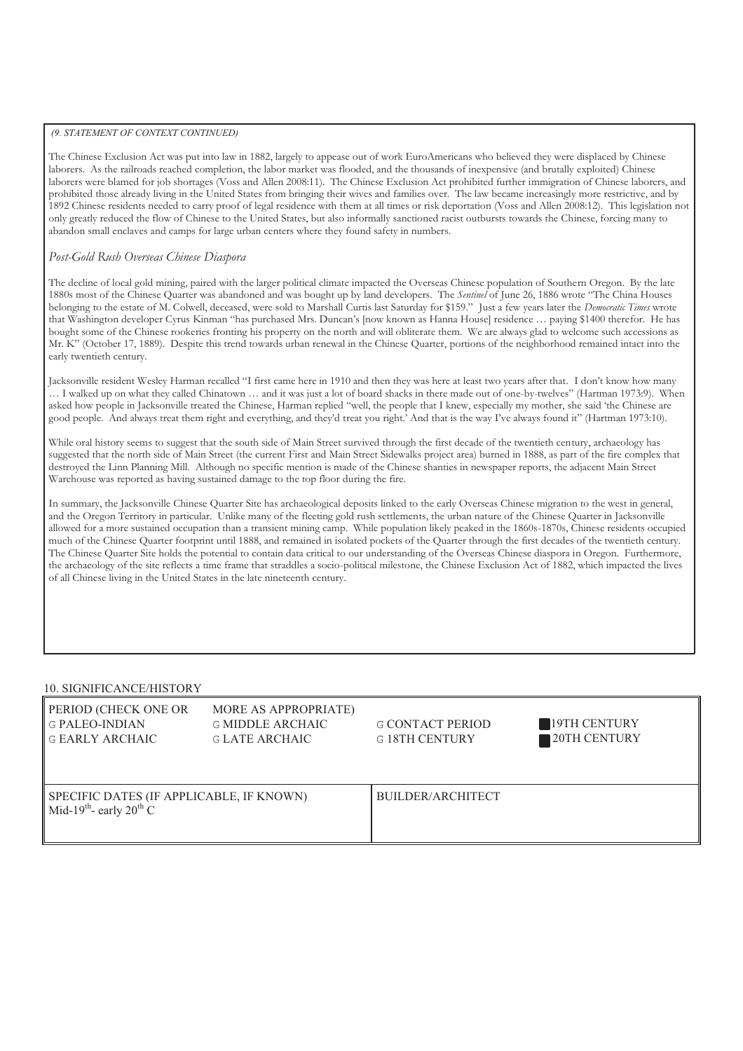*(9. STATEMENT OF CONTEXT CONTINUED)*

The Chinese Exclusion Act was put into law in 1882, largely to appease out of work EuroAmericans who believed they were displaced by Chinese laborers. As the railroads reached completion, the labor market was flooded, and the thousands of inexpensive (and brutally exploited) Chinese laborers were blamed for job shortages (Voss and Allen 2008:11). The Chinese Exclusion Act prohibited further immigration of Chinese laborers, and prohibited those already living in the United States from bringing their wives and families over. The law became increasingly more restrictive, and by 1892 Chinese residents needed to carry proof of legal residence with them at all times or risk deportation (Voss and Allen 2008:12). This legislation not only greatly reduced the flow of Chinese to the United States, but also informally sanctioned racist outbursts towards the Chinese, forcing many to abandon small enclaves and camps for large urban centers where they found safety in numbers.

*Post-Gold Rush Overseas Chinese Diaspora*

The decline of local gold mining, paired with the larger political climate impacted the Overseas Chinese population of Southern Oregon. By the late 1880s most of the Chinese Quarter was abandoned and was bought up by land developers. The *Sentinel* of June 26, 1886 wrote "The China Houses belonging to the estate of M. Colwell, deceased, were sold to Marshall Curtis last Saturday for $159." Just a few years later the *Democratic Times* wrote that Washington developer Cyrus Kinman "has purchased Mrs. Duncan's [now known as Hanna House] residence … paying $1400 therefor. He has bought some of the Chinese rookeries fronting his property on the north and will obliterate them. We are always glad to welcome such accessions as Mr. K" (October 17, 1889). Despite this trend towards urban renewal in the Chinese Quarter, portions of the neighborhood remained intact into the early twentieth century.

Jacksonville resident Wesley Harman recalled "I first came here in 1910 and then they was here at least two years after that. I don't know how many … I walked up on what they called Chinatown … and it was just a lot of board shacks in there made out of one-by-twelves" (Hartman 1973:9). When asked how people in Jacksonville treated the Chinese, Harman replied "well, the people that I knew, especially my mother, she said 'the Chinese are good people. And always treat them right and everything, and they'd treat you right.' And that is the way I've always found it" (Hartman 1973:10).

While oral history seems to suggest that the south side of Main Street survived through the first decade of the twentieth century, archaeology has suggested that the north side of Main Street (the current First and Main Street Sidewalks project area) burned in 1888, as part of the fire complex that destroyed the Linn Planning Mill. Although no specific mention is made of the Chinese shanties in newspaper reports, the adjacent Main Street Warehouse was reported as having sustained damage to the top floor during the fire.

In summary, the Jacksonville Chinese Quarter Site has archaeological deposits linked to the early Overseas Chinese migration to the west in general, and the Oregon Territory in particular. Unlike many of the fleeting gold rush settlements, the urban nature of the Chinese Quarter in Jacksonville allowed for a more sustained occupation than a transient mining camp. While population likely peaked in the 1860s-1870s, Chinese residents occupied much of the Chinese Quarter footprint until 1888, and remained in isolated pockets of the Quarter through the first decades of the twentieth century. The Chinese Quarter Site holds the potential to contain data critical to our understanding of the Overseas Chinese diaspora in Oregon. Furthermore, the archaeology of the site reflects a time frame that straddles a socio-political milestone, the Chinese Exclusion Act of 1882, which impacted the lives of all Chinese living in the United States in the late nineteenth century.

## 10. SIGNIFICANCE/HISTORY

| PERIOD (CHECK ONE OR | MORE AS APPROPRIATE) | | |
|---|---|---|---|
| ☐ PALEO-INDIAN | ☐ MIDDLE ARCHAIC | ☐ CONTACT PERIOD | ■ 19TH CENTURY |
| ☐ EARLY ARCHAIC | ☐ LATE ARCHAIC | ☐ 18TH CENTURY | ■ 20TH CENTURY |

| SPECIFIC DATES (IF APPLICABLE, IF KNOWN) | BUILDER/ARCHITECT |
|---|---|
| Mid-19th- early 20th C | |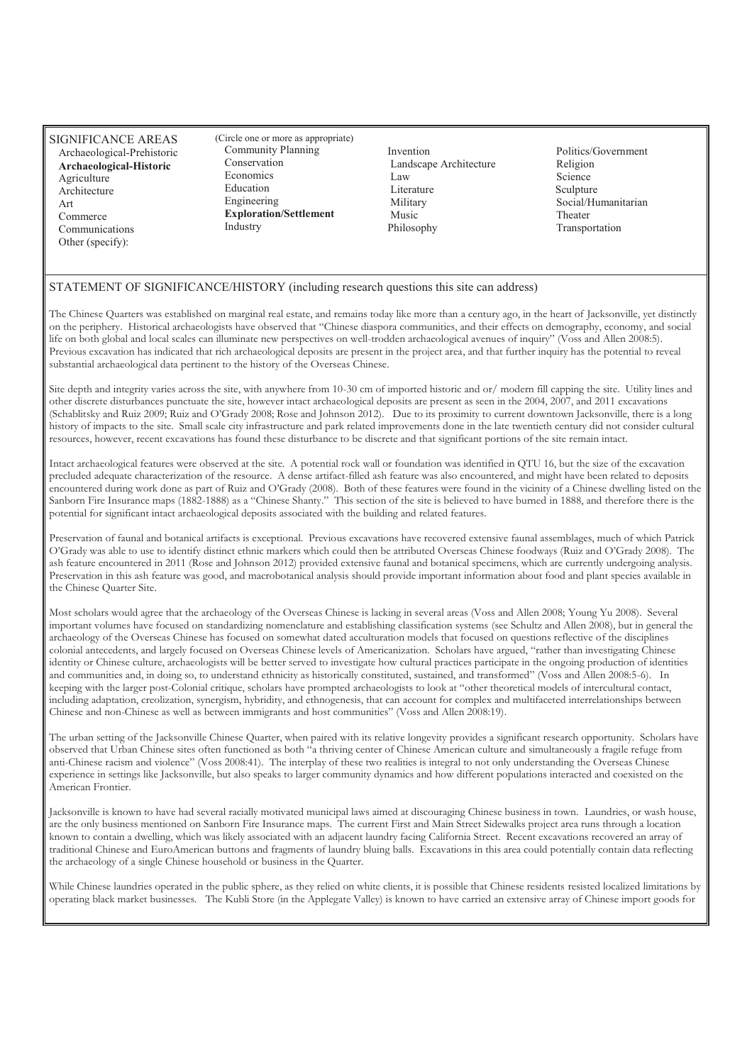**SIGNIFICANCE AREAS** (Circle one or more as appropriate)

- Archaeological-Prehistoric
- **Archaeological-Historic**
- Agriculture
- Architecture
- Art
- Commerce
- Communications
- Other (specify):
- Community Planning
- Conservation
- Economics
- Education
- Engineering
- **Exploration/Settlement**
- Industry
- Invention
- Landscape Architecture
- Law
- Literature
- Military
- Music
- Philosophy
- Politics/Government
- Religion
- Science
- Sculpture
- Social/Humanitarian
- Theater
- Transportation

## STATEMENT OF SIGNIFICANCE/HISTORY (including research questions this site can address)

The Chinese Quarters was established on marginal real estate, and remains today like more than a century ago, in the heart of Jacksonville, yet distinctly on the periphery. Historical archaeologists have observed that "Chinese diaspora communities, and their effects on demography, economy, and social life on both global and local scales can illuminate new perspectives on well-trodden archaeological avenues of inquiry" (Voss and Allen 2008:5). Previous excavation has indicated that rich archaeological deposits are present in the project area, and that further inquiry has the potential to reveal substantial archaeological data pertinent to the history of the Overseas Chinese.

Site depth and integrity varies across the site, with anywhere from 10-30 cm of imported historic and or/ modern fill capping the site. Utility lines and other discrete disturbances punctuate the site, however intact archaeological deposits are present as seen in the 2004, 2007, and 2011 excavations (Schablitsky and Ruiz 2009; Ruiz and O'Grady 2008; Rose and Johnson 2012). Due to its proximity to current downtown Jacksonville, there is a long history of impacts to the site. Small scale city infrastructure and park related improvements done in the late twentieth century did not consider cultural resources, however, recent excavations has found these disturbance to be discrete and that significant portions of the site remain intact.

Intact archaeological features were observed at the site. A potential rock wall or foundation was identified in QTU 16, but the size of the excavation precluded adequate characterization of the resource. A dense artifact-filled ash feature was also encountered, and might have been related to deposits encountered during work done as part of Ruiz and O'Grady (2008). Both of these features were found in the vicinity of a Chinese dwelling listed on the Sanborn Fire Insurance maps (1882-1888) as a "Chinese Shanty." This section of the site is believed to have burned in 1888, and therefore there is the potential for significant intact archaeological deposits associated with the building and related features.

Preservation of faunal and botanical artifacts is exceptional. Previous excavations have recovered extensive faunal assemblages, much of which Patrick O'Grady was able to use to identify distinct ethnic markers which could then be attributed Overseas Chinese foodways (Ruiz and O'Grady 2008). The ash feature encountered in 2011 (Rose and Johnson 2012) provided extensive faunal and botanical specimens, which are currently undergoing analysis. Preservation in this ash feature was good, and macrobotanical analysis should provide important information about food and plant species available in the Chinese Quarter Site.

Most scholars would agree that the archaeology of the Overseas Chinese is lacking in several areas (Voss and Allen 2008; Young Yu 2008). Several important volumes have focused on standardizing nomenclature and establishing classification systems (see Schultz and Allen 2008), but in general the archaeology of the Overseas Chinese has focused on somewhat dated acculturation models that focused on questions reflective of the disciplines colonial antecedents, and largely focused on Overseas Chinese levels of Americanization. Scholars have argued, "rather than investigating Chinese identity or Chinese culture, archaeologists will be better served to investigate how cultural practices participate in the ongoing production of identities and communities and, in doing so, to understand ethnicity as historically constituted, sustained, and transformed" (Voss and Allen 2008:5-6). In keeping with the larger post-Colonial critique, scholars have prompted archaeologists to look at "other theoretical models of intercultural contact, including adaptation, creolization, synergism, hybridity, and ethnogenesis, that can account for complex and multifaceted interrelationships between Chinese and non-Chinese as well as between immigrants and host communities" (Voss and Allen 2008:19).

The urban setting of the Jacksonville Chinese Quarter, when paired with its relative longevity provides a significant research opportunity. Scholars have observed that Urban Chinese sites often functioned as both "a thriving center of Chinese American culture and simultaneously a fragile refuge from anti-Chinese racism and violence" (Voss 2008:41). The interplay of these two realities is integral to not only understanding the Overseas Chinese experience in settings like Jacksonville, but also speaks to larger community dynamics and how different populations interacted and coexisted on the American Frontier.

Jacksonville is known to have had several racially motivated municipal laws aimed at discouraging Chinese business in town. Laundries, or wash house, are the only business mentioned on Sanborn Fire Insurance maps. The current First and Main Street Sidewalks project area runs through a location known to contain a dwelling, which was likely associated with an adjacent laundry facing California Street. Recent excavations recovered an array of traditional Chinese and EuroAmerican buttons and fragments of laundry bluing balls. Excavations in this area could potentially contain data reflecting the archaeology of a single Chinese household or business in the Quarter.

While Chinese laundries operated in the public sphere, as they relied on white clients, it is possible that Chinese residents resisted localized limitations by operating black market businesses. The Kubli Store (in the Applegate Valley) is known to have carried an extensive array of Chinese import goods for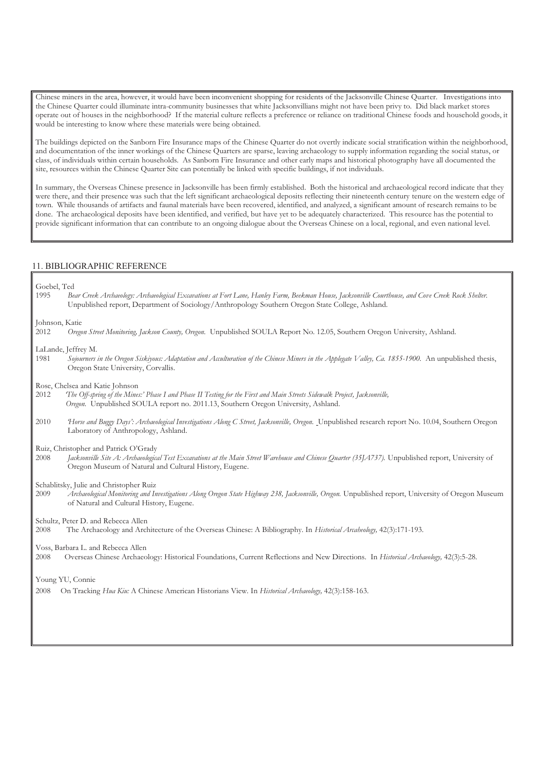Chinese miners in the area, however, it would have been inconvenient shopping for residents of the Jacksonville Chinese Quarter. Investigations into the Chinese Quarter could illuminate intra-community businesses that white Jacksonvillians might not have been privy to. Did black market stores operate out of houses in the neighborhood? If the material culture reflects a preference or reliance on traditional Chinese foods and household goods, it would be interesting to know where these materials were being obtained.

The buildings depicted on the Sanborn Fire Insurance maps of the Chinese Quarter do not overtly indicate social stratification within the neighborhood, and documentation of the inner workings of the Chinese Quarters are sparse, leaving archaeology to supply information regarding the social status, or class, of individuals within certain households. As Sanborn Fire Insurance and other early maps and historical photography have all documented the site, resources within the Chinese Quarter Site can potentially be linked with specific buildings, if not individuals.

In summary, the Overseas Chinese presence in Jacksonville has been firmly established. Both the historical and archaeological record indicate that they were there, and their presence was such that the left significant archaeological deposits reflecting their nineteenth century tenure on the western edge of town. While thousands of artifacts and faunal materials have been recovered, identified, and analyzed, a significant amount of research remains to be done. The archaeological deposits have been identified, and verified, but have yet to be adequately characterized. This resource has the potential to provide significant information that can contribute to an ongoing dialogue about the Overseas Chinese on a local, regional, and even national level.

## 11. BIBLIOGRAPHIC REFERENCE

Goebel, Ted
1995 *Bear Creek Archaeology: Archaeological Excavations at Fort Lane, Hanley Farm, Beekman House, Jacksonville Courthouse, and Cove Creek Rock Shelter.* Unpublished report, Department of Sociology/Anthropology Southern Oregon State College, Ashland.

Johnson, Katie
2012 *Oregon Street Monitoring, Jackson County, Oregon.* Unpublished SOULA Report No. 12.05, Southern Oregon University, Ashland.

LaLande, Jeffrey M.
1981 *Sojourners in the Oregon Siskiyous: Adaptation and Acculturation of the Chinese Miners in the Applegate Valley, Ca. 1855-1900.* An unpublished thesis, Oregon State University, Corvallis.

Rose, Chelsea and Katie Johnson
2012 *'The Off-spring of the Mines:' Phase I and Phase II Testing for the First and Main Streets Sidewalk Project, Jacksonville, Oregon.* Unpublished SOULA report no. 2011.13, Southern Oregon University, Ashland.

2010 *'Horse and Buggy Days': Archaeological Investigations Along C Street, Jacksonville, Oregon.* Unpublished research report No. 10.04, Southern Oregon Laboratory of Anthropology, Ashland.

Ruiz, Christopher and Patrick O'Grady
2008 *Jacksonville Site A: Archaeological Test Excavations at the Main Street Warehouse and Chinese Quarter (35JA737).* Unpublished report, University of Oregon Museum of Natural and Cultural History, Eugene.

Schablitsky, Julie and Christopher Ruiz
2009 *Archaeological Monitoring and Investigations Along Oregon State Highway 238, Jacksonville, Oregon.* Unpublished report, University of Oregon Museum of Natural and Cultural History, Eugene.

Schultz, Peter D. and Rebecca Allen
2008 The Archaeology and Architecture of the Overseas Chinese: A Bibliography. In *Historical Arcaheology,* 42(3):171-193.

Voss, Barbara L. and Rebecca Allen
2008 Overseas Chinese Archaeology: Historical Foundations, Current Reflections and New Directions. In *Historical Archaeology,* 42(3):5-28.

Young YU, Connie
2008 On Tracking *Hua Kiu:* A Chinese American Historians View. In *Historical Archaeology,* 42(3):158-163.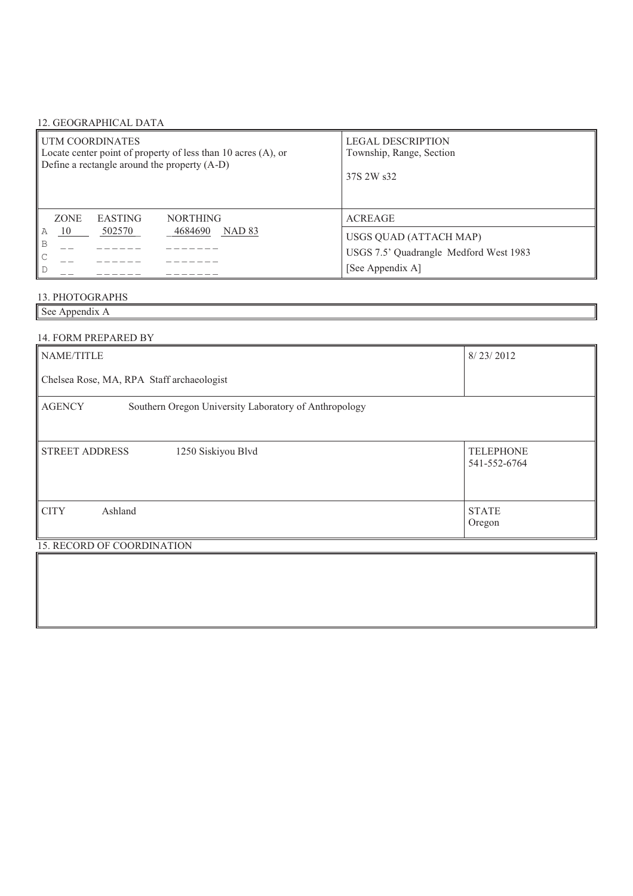## 12. GEOGRAPHICAL DATA

| UTM COORDINATES<br>Locate center point of property of less than 10 acres (A), or<br>Define a rectangle around the property (A-D) | LEGAL DESCRIPTION<br>Township, Range, Section<br><br>37S 2W s32 |
|---|---|

| | ZONE | EASTING | NORTHING | | ACREAGE |
|---|---|---|---|---|---|
| A | 10 | 502570 | 4684690 | NAD 83 | USGS QUAD (ATTACH MAP) |
| B | __ | ______ | _______ | | USGS 7.5' Quadrangle Medford West 1983 |
| C | __ | ______ | _______ | | [See Appendix A] |
| D | __ | ______ | _______ | | |

## 13. PHOTOGRAPHS

See Appendix A

## 14. FORM PREPARED BY

| NAME/TITLE<br><br>Chelsea Rose, MA, RPA Staff archaeologist | 8/ 23/ 2012 |
|---|---|
| AGENCY Southern Oregon University Laboratory of Anthropology | |
| STREET ADDRESS 1250 Siskiyou Blvd | TELEPHONE<br>541-552-6764 |
| CITY Ashland | STATE<br>Oregon |

## 15. RECORD OF COORDINATION